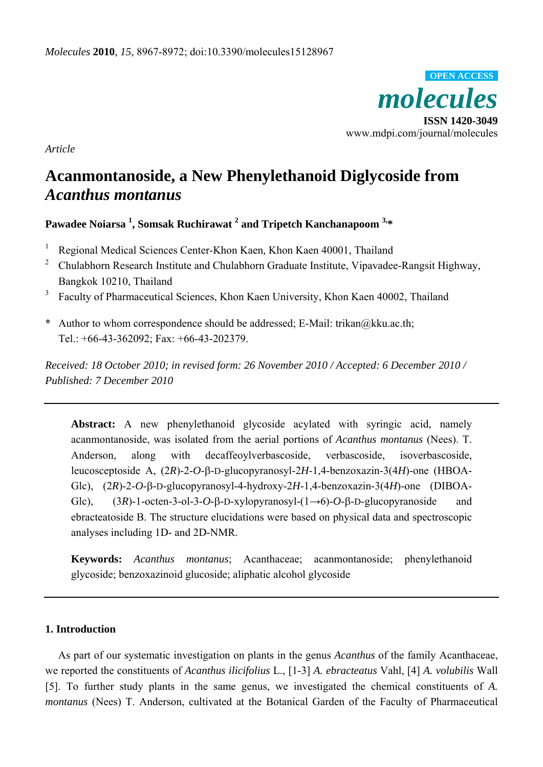*Article*

# Acanmontanoside, a New Phenylethanoid Diglycoside from *Acanthus montanus*

**Pawadee Noiarsa [1], Somsak Ruchirawat [2] and Tripetch Kanchanapoom [3,*]**

1. Regional Medical Sciences Center-Khon Kaen, Khon Kaen 40001, Thailand
2. Chulabhorn Research Institute and Chulabhorn Graduate Institute, Vipavadee-Rangsit Highway, Bangkok 10210, Thailand
3. Faculty of Pharmaceutical Sciences, Khon Kaen University, Khon Kaen 40002, Thailand

\* Author to whom correspondence should be addressed; E-Mail: trikan@kku.ac.th; Tel.: +66-43-362092; Fax: +66-43-202379.

*Received: 18 October 2010; in revised form: 26 November 2010 / Accepted: 6 December 2010 / Published: 7 December 2010*

---

**Abstract:** A new phenylethanoid glycoside acylated with syringic acid, namely acanmontanoside, was isolated from the aerial portions of *Acanthus montanus* (Nees). T. Anderson, along with decaffeoylverbascoside, verbascoside, isoverbascoside, leucosceptoside A, (2*R*)-2-*O*-β-D-glucopyranosyl-2*H*-1,4-benzoxazin-3(4*H*)-one (HBOA-Glc), (2*R*)-2-*O*-β-D-glucopyranosyl-4-hydroxy-2*H*-1,4-benzoxazin-3(4*H*)-one (DIBOA-Glc), (3*R*)-1-octen-3-ol-3-*O*-β-D-xylopyranosyl-(1→6)-*O*-β-D-glucopyranoside and ebracteatoside B. The structure elucidations were based on physical data and spectroscopic analyses including 1D- and 2D-NMR.

**Keywords:** *Acanthus montanus*; Acanthaceae; acanmontanoside; phenylethanoid glycoside; benzoxazinoid glucoside; aliphatic alcohol glycoside

---

## 1. Introduction

As part of our systematic investigation on plants in the genus *Acanthus* of the family Acanthaceae, we reported the constituents of *Acanthus ilicifolius* L., [1-3] *A. ebracteatus* Vahl, [4] *A. volubilis* Wall [5]. To further study plants in the same genus, we investigated the chemical constituents of *A. montanus* (Nees) T. Anderson, cultivated at the Botanical Garden of the Faculty of Pharmaceutical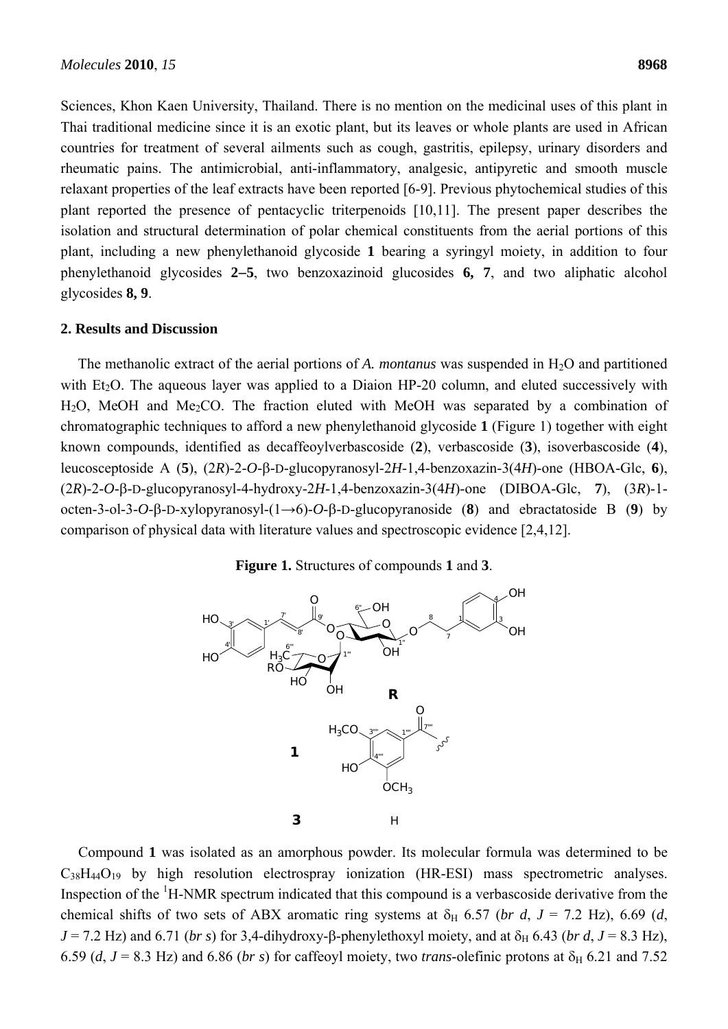Sciences, Khon Kaen University, Thailand. There is no mention on the medicinal uses of this plant in Thai traditional medicine since it is an exotic plant, but its leaves or whole plants are used in African countries for treatment of several ailments such as cough, gastritis, epilepsy, urinary disorders and rheumatic pains. The antimicrobial, anti-inflammatory, analgesic, antipyretic and smooth muscle relaxant properties of the leaf extracts have been reported [6-9]. Previous phytochemical studies of this plant reported the presence of pentacyclic triterpenoids [10,11]. The present paper describes the isolation and structural determination of polar chemical constituents from the aerial portions of this plant, including a new phenylethanoid glycoside **1** bearing a syringyl moiety, in addition to four phenylethanoid glycosides **2–5**, two benzoxazinoid glucosides **6, 7**, and two aliphatic alcohol glycosides **8, 9**.

## 2. Results and Discussion

The methanolic extract of the aerial portions of *A. montanus* was suspended in $H_2O$ and partitioned with $Et_2O$. The aqueous layer was applied to a Diaion HP-20 column, and eluted successively with $H_2O$, MeOH and $Me_2CO$. The fraction eluted with MeOH was separated by a combination of chromatographic techniques to afford a new phenylethanoid glycoside **1** (Figure 1) together with eight known compounds, identified as decaffeoylverbascoside (**2**), verbascoside (**3**), isoverbascoside (**4**), leucosceptoside A (**5**), (2*R*)-2-*O*-β-D-glucopyranosyl-2*H*-1,4-benzoxazin-3(4*H*)-one (HBOA-Glc, **6**), (2*R*)-2-*O*-β-D-glucopyranosyl-4-hydroxy-2*H*-1,4-benzoxazin-3(4*H*)-one (DIBOA-Glc, **7**), (3*R*)-1-octen-3-ol-3-*O*-β-D-xylopyranosyl-(1→6)-*O*-β-D-glucopyranoside (**8**) and ebractatoside B (**9**) by comparison of physical data with literature values and spectroscopic evidence [2,4,12].

**Figure 1.** Structures of compounds **1** and **3**.

Compound **1** was isolated as an amorphous powder. Its molecular formula was determined to be $C_{38}H_{44}O_{19}$ by high resolution electrospray ionization (HR-ESI) mass spectrometric analyses. Inspection of the $^1$H-NMR spectrum indicated that this compound is a verbascoside derivative from the chemical shifts of two sets of ABX aromatic ring systems at $\delta_H$ 6.57 (*br d*, *J* = 7.2 Hz), 6.69 (*d*, *J* = 7.2 Hz) and 6.71 (*br s*) for 3,4-dihydroxy-β-phenylethoxyl moiety, and at $\delta_H$ 6.43 (*br d*, *J* = 8.3 Hz), 6.59 (*d*, *J* = 8.3 Hz) and 6.86 (*br s*) for caffeoyl moiety, two *trans*-olefinic protons at $\delta_H$ 6.21 and 7.52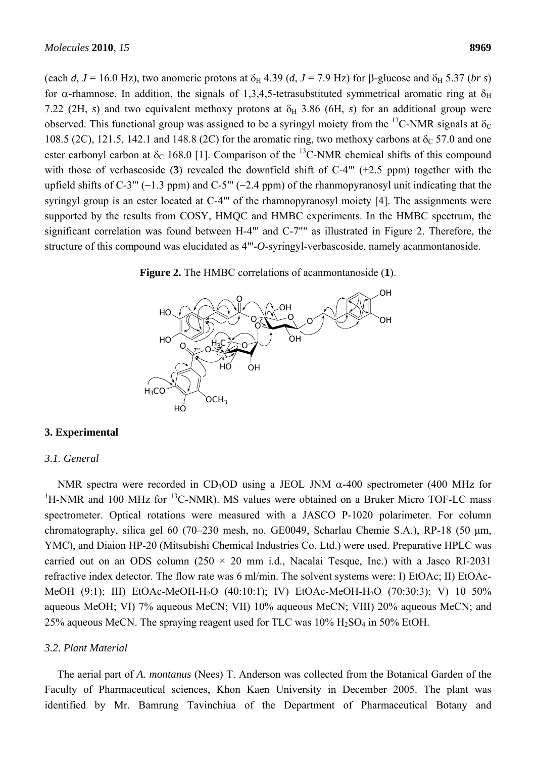(each *d*, *J* = 16.0 Hz), two anomeric protons at $\delta_H$ 4.39 (*d*, *J* = 7.9 Hz) for β-glucose and $\delta_H$ 5.37 (*br s*) for α-rhamnose. In addition, the signals of 1,3,4,5-tetrasubstituted symmetrical aromatic ring at $\delta_H$ 7.22 (2H, *s*) and two equivalent methoxy protons at $\delta_H$ 3.86 (6H, *s*) for an additional group were observed. This functional group was assigned to be a syringyl moiety from the $^{13}$C-NMR signals at $\delta_C$ 108.5 (2C), 121.5, 142.1 and 148.8 (2C) for the aromatic ring, two methoxy carbons at $\delta_C$ 57.0 and one ester carbonyl carbon at $\delta_C$ 168.0 [1]. Comparison of the $^{13}$C-NMR chemical shifts of this compound with those of verbascoside (**3**) revealed the downfield shift of C-4''' (+2.5 ppm) together with the upfield shifts of C-3''' (−1.3 ppm) and C-5''' (−2.4 ppm) of the rhanmopyranosyl unit indicating that the syringyl group is an ester located at C-4''' of the rhamnopyranosyl moiety [4]. The assignments were supported by the results from COSY, HMQC and HMBC experiments. In the HMBC spectrum, the significant correlation was found between H-4''' and C-7'''' as illustrated in Figure 2. Therefore, the structure of this compound was elucidated as 4'''-*O*-syringyl-verbascoside, namely acanmontanoside.

**Figure 2.** The HMBC correlations of acanmontanoside (**1**).

## 3. Experimental

### 3.1. General

NMR spectra were recorded in $CD_3OD$ using a JEOL JNM α-400 spectrometer (400 MHz for $^1$H-NMR and 100 MHz for $^{13}$C-NMR). MS values were obtained on a Bruker Micro TOF-LC mass spectrometer. Optical rotations were measured with a JASCO P-1020 polarimeter. For column chromatography, silica gel 60 (70–230 mesh, no. GE0049, Scharlau Chemie S.A.), RP-18 (50 μm, YMC), and Diaion HP-20 (Mitsubishi Chemical Industries Co. Ltd.) were used. Preparative HPLC was carried out on an ODS column (250 × 20 mm i.d., Nacalai Tesque, Inc.) with a Jasco RI-2031 refractive index detector. The flow rate was 6 ml/min. The solvent systems were: I) EtOAc; II) EtOAc-MeOH (9:1); III) EtOAc-MeOH-$H_2O$ (40:10:1); IV) EtOAc-MeOH-$H_2O$ (70:30:3); V) 10−50% aqueous MeOH; VI) 7% aqueous MeCN; VII) 10% aqueous MeCN; VIII) 20% aqueous MeCN; and 25% aqueous MeCN. The spraying reagent used for TLC was 10% $H_2SO_4$ in 50% EtOH.

### 3.2. Plant Material

The aerial part of *A. montanus* (Nees) T. Anderson was collected from the Botanical Garden of the Faculty of Pharmaceutical sciences, Khon Kaen University in December 2005. The plant was identified by Mr. Bamrung Tavinchiua of the Department of Pharmaceutical Botany and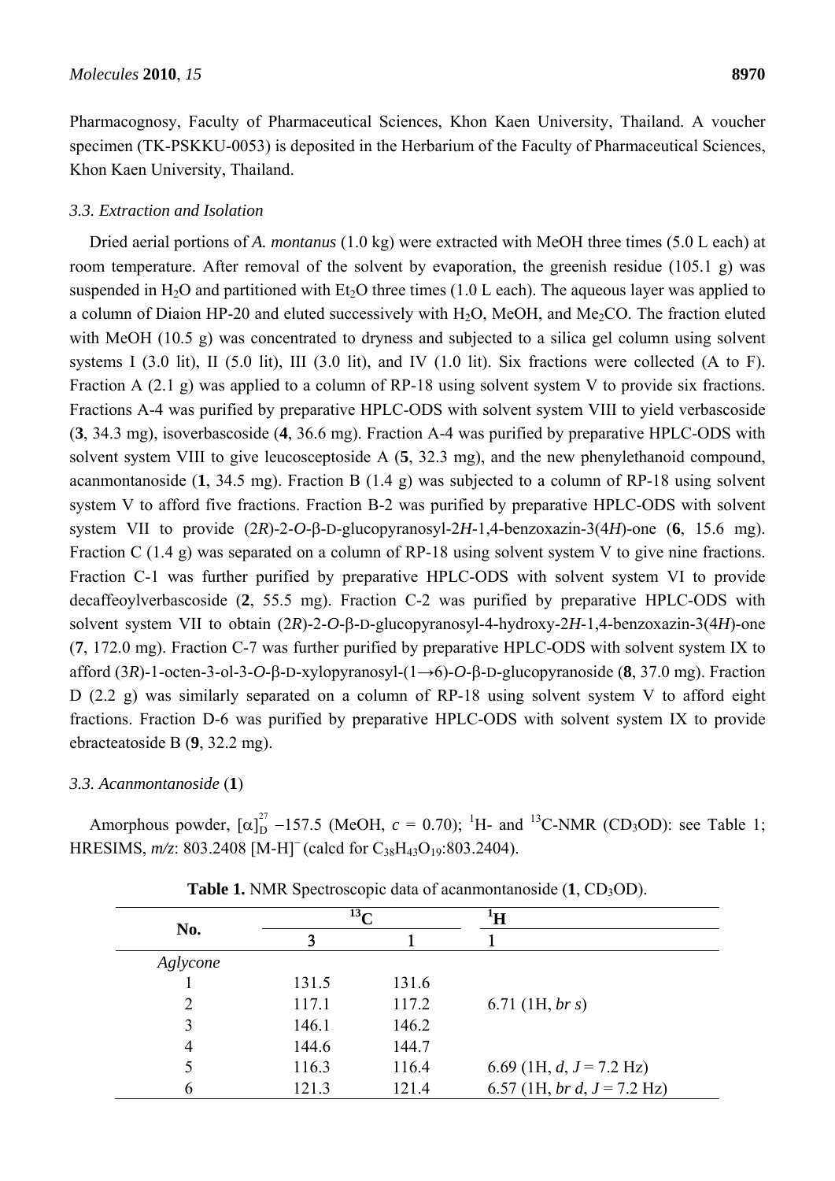Pharmacognosy, Faculty of Pharmaceutical Sciences, Khon Kaen University, Thailand. A voucher specimen (TK-PSKKU-0053) is deposited in the Herbarium of the Faculty of Pharmaceutical Sciences, Khon Kaen University, Thailand.

### *3.3. Extraction and Isolation*

Dried aerial portions of *A. montanus* (1.0 kg) were extracted with MeOH three times (5.0 L each) at room temperature. After removal of the solvent by evaporation, the greenish residue (105.1 g) was suspended in $H_2O$ and partitioned with $Et_2O$ three times (1.0 L each). The aqueous layer was applied to a column of Diaion HP-20 and eluted successively with $H_2O$, MeOH, and $Me_2CO$. The fraction eluted with MeOH (10.5 g) was concentrated to dryness and subjected to a silica gel column using solvent systems I (3.0 lit), II (5.0 lit), III (3.0 lit), and IV (1.0 lit). Six fractions were collected (A to F). Fraction A (2.1 g) was applied to a column of RP-18 using solvent system V to provide six fractions. Fractions A-4 was purified by preparative HPLC-ODS with solvent system VIII to yield verbascoside (**3**, 34.3 mg), isoverbascoside (**4**, 36.6 mg). Fraction A-4 was purified by preparative HPLC-ODS with solvent system VIII to give leucosceptoside A (**5**, 32.3 mg), and the new phenylethanoid compound, acanmontanoside (**1**, 34.5 mg). Fraction B (1.4 g) was subjected to a column of RP-18 using solvent system V to afford five fractions. Fraction B-2 was purified by preparative HPLC-ODS with solvent system VII to provide (2*R*)-2-*O*-β-D-glucopyranosyl-2*H*-1,4-benzoxazin-3(4*H*)-one (**6**, 15.6 mg). Fraction C (1.4 g) was separated on a column of RP-18 using solvent system V to give nine fractions. Fraction C-1 was further purified by preparative HPLC-ODS with solvent system VI to provide decaffeoylverbascoside (**2**, 55.5 mg). Fraction C-2 was purified by preparative HPLC-ODS with solvent system VII to obtain (2*R*)-2-*O*-β-D-glucopyranosyl-4-hydroxy-2*H*-1,4-benzoxazin-3(4*H*)-one (**7**, 172.0 mg). Fraction C-7 was further purified by preparative HPLC-ODS with solvent system IX to afford (3*R*)-1-octen-3-ol-3-*O*-β-D-xylopyranosyl-(1→6)-*O*-β-D-glucopyranoside (**8**, 37.0 mg). Fraction D (2.2 g) was similarly separated on a column of RP-18 using solvent system V to afford eight fractions. Fraction D-6 was purified by preparative HPLC-ODS with solvent system IX to provide ebracteatoside B (**9**, 32.2 mg).

### *3.3. Acanmontanoside* (**1**)

Amorphous powder, $[\alpha]_D^{27}$ −157.5 (MeOH, *c* = 0.70); $^1$H- and $^{13}$C-NMR ($CD_3OD$): see Table 1; HRESIMS, *m/z*: 803.2408 $[M-H]^-$ (calcd for $C_{38}H_{43}O_{19}$:803.2404).

**Table 1.** NMR Spectroscopic data of acanmontanoside (**1**, $CD_3OD$).

| No. | $^{13}$C | | $^1$H |
|---|---|---|---|
| | 3 | 1 | 1 |
| *Aglycone* | | | |
| 1 | 131.5 | 131.6 | |
| 2 | 117.1 | 117.2 | 6.71 (1H, *br s*) |
| 3 | 146.1 | 146.2 | |
| 4 | 144.6 | 144.7 | |
| 5 | 116.3 | 116.4 | 6.69 (1H, *d*, *J* = 7.2 Hz) |
| 6 | 121.3 | 121.4 | 6.57 (1H, *br d*, *J* = 7.2 Hz) |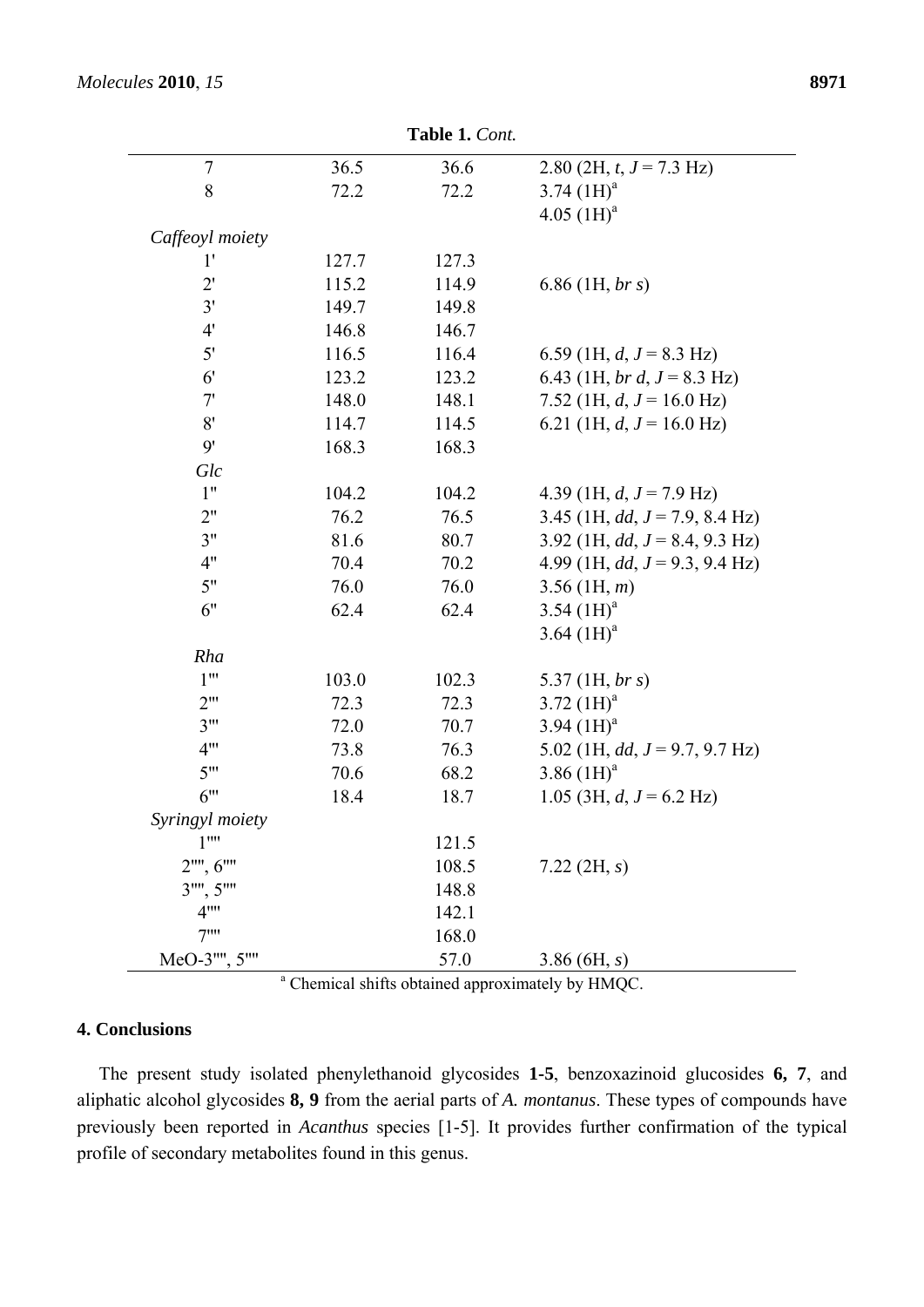**Table 1.** *Cont.*

| | | | |
|---|---|---|---|
| 7 | 36.5 | 36.6 | 2.80 (2H, *t*, *J* = 7.3 Hz) |
| 8 | 72.2 | 72.2 | 3.74 (1H)[a] |
| | | | 4.05 (1H)[a] |
| *Caffeoyl moiety* | | | |
| 1' | 127.7 | 127.3 | |
| 2' | 115.2 | 114.9 | 6.86 (1H, *br s*) |
| 3' | 149.7 | 149.8 | |
| 4' | 146.8 | 146.7 | |
| 5' | 116.5 | 116.4 | 6.59 (1H, *d*, *J* = 8.3 Hz) |
| 6' | 123.2 | 123.2 | 6.43 (1H, *br d*, *J* = 8.3 Hz) |
| 7' | 148.0 | 148.1 | 7.52 (1H, *d*, *J* = 16.0 Hz) |
| 8' | 114.7 | 114.5 | 6.21 (1H, *d*, *J* = 16.0 Hz) |
| 9' | 168.3 | 168.3 | |
| *Glc* | | | |
| 1" | 104.2 | 104.2 | 4.39 (1H, *d*, *J* = 7.9 Hz) |
| 2" | 76.2 | 76.5 | 3.45 (1H, *dd*, *J* = 7.9, 8.4 Hz) |
| 3" | 81.6 | 80.7 | 3.92 (1H, *dd*, *J* = 8.4, 9.3 Hz) |
| 4" | 70.4 | 70.2 | 4.99 (1H, *dd*, *J* = 9.3, 9.4 Hz) |
| 5" | 76.0 | 76.0 | 3.56 (1H, *m*) |
| 6" | 62.4 | 62.4 | 3.54 (1H)[a] |
| | | | 3.64 (1H)[a] |
| *Rha* | | | |
| 1''' | 103.0 | 102.3 | 5.37 (1H, *br s*) |
| 2''' | 72.3 | 72.3 | 3.72 (1H)[a] |
| 3''' | 72.0 | 70.7 | 3.94 (1H)[a] |
| 4''' | 73.8 | 76.3 | 5.02 (1H, *dd*, *J* = 9.7, 9.7 Hz) |
| 5''' | 70.6 | 68.2 | 3.86 (1H)[a] |
| 6''' | 18.4 | 18.7 | 1.05 (3H, *d*, *J* = 6.2 Hz) |
| *Syringyl moiety* | | | |
| 1'''' | | 121.5 | |
| 2'''', 6'''' | | 108.5 | 7.22 (2H, *s*) |
| 3'''', 5'''' | | 148.8 | |
| 4'''' | | 142.1 | |
| 7'''' | | 168.0 | |
| MeO-3'''', 5'''' | | 57.0 | 3.86 (6H, *s*) |

[a] Chemical shifts obtained approximately by HMQC.

## 4. Conclusions

The present study isolated phenylethanoid glycosides **1-5**, benzoxazinoid glucosides **6, 7**, and aliphatic alcohol glycosides **8, 9** from the aerial parts of *A. montanus*. These types of compounds have previously been reported in *Acanthus* species [1-5]. It provides further confirmation of the typical profile of secondary metabolites found in this genus.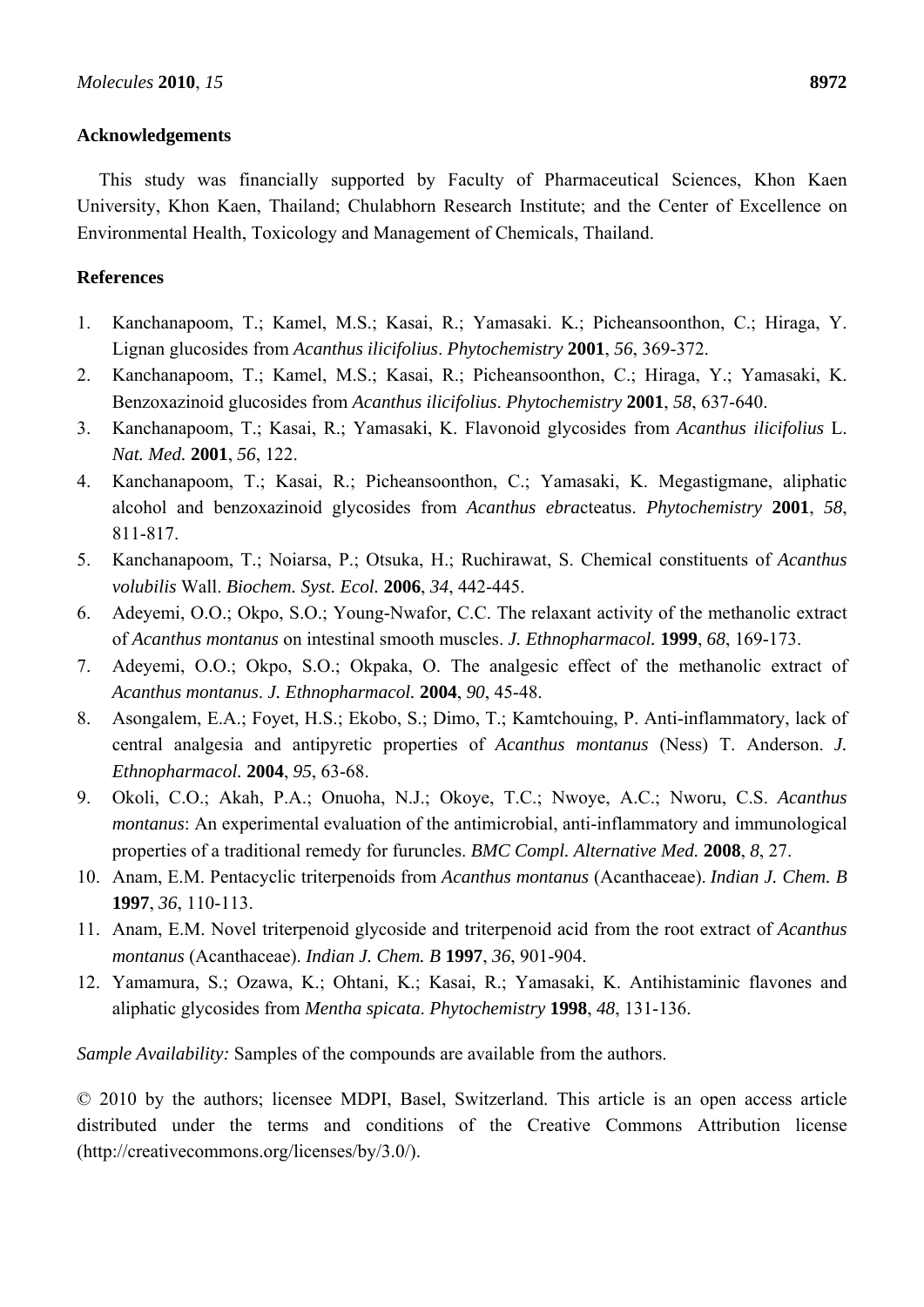## Acknowledgements

This study was financially supported by Faculty of Pharmaceutical Sciences, Khon Kaen University, Khon Kaen, Thailand; Chulabhorn Research Institute; and the Center of Excellence on Environmental Health, Toxicology and Management of Chemicals, Thailand.

## References

1. Kanchanapoom, T.; Kamel, M.S.; Kasai, R.; Yamasaki. K.; Picheansoonthon, C.; Hiraga, Y. Lignan glucosides from *Acanthus ilicifolius*. *Phytochemistry* **2001**, *56*, 369-372.
2. Kanchanapoom, T.; Kamel, M.S.; Kasai, R.; Picheansoonthon, C.; Hiraga, Y.; Yamasaki, K. Benzoxazinoid glucosides from *Acanthus ilicifolius*. *Phytochemistry* **2001**, *58*, 637-640.
3. Kanchanapoom, T.; Kasai, R.; Yamasaki, K. Flavonoid glycosides from *Acanthus ilicifolius* L. *Nat. Med.* **2001**, *56*, 122.
4. Kanchanapoom, T.; Kasai, R.; Picheansoonthon, C.; Yamasaki, K. Megastigmane, aliphatic alcohol and benzoxazinoid glycosides from *Acanthus ebra*cteatus. *Phytochemistry* **2001**, *58*, 811-817.
5. Kanchanapoom, T.; Noiarsa, P.; Otsuka, H.; Ruchirawat, S. Chemical constituents of *Acanthus volubilis* Wall. *Biochem. Syst. Ecol.* **2006**, *34*, 442-445.
6. Adeyemi, O.O.; Okpo, S.O.; Young-Nwafor, C.C. The relaxant activity of the methanolic extract of *Acanthus montanus* on intestinal smooth muscles. *J. Ethnopharmacol.* **1999**, *68*, 169-173.
7. Adeyemi, O.O.; Okpo, S.O.; Okpaka, O. The analgesic effect of the methanolic extract of *Acanthus montanus*. *J. Ethnopharmacol.* **2004**, *90*, 45-48.
8. Asongalem, E.A.; Foyet, H.S.; Ekobo, S.; Dimo, T.; Kamtchouing, P. Anti-inflammatory, lack of central analgesia and antipyretic properties of *Acanthus montanus* (Ness) T. Anderson. *J. Ethnopharmacol.* **2004**, *95*, 63-68.
9. Okoli, C.O.; Akah, P.A.; Onuoha, N.J.; Okoye, T.C.; Nwoye, A.C.; Nworu, C.S. *Acanthus montanus*: An experimental evaluation of the antimicrobial, anti-inflammatory and immunological properties of a traditional remedy for furuncles. *BMC Compl. Alternative Med.* **2008**, *8*, 27.
10. Anam, E.M. Pentacyclic triterpenoids from *Acanthus montanus* (Acanthaceae). *Indian J. Chem. B* **1997**, *36*, 110-113.
11. Anam, E.M. Novel triterpenoid glycoside and triterpenoid acid from the root extract of *Acanthus montanus* (Acanthaceae). *Indian J. Chem. B* **1997**, *36*, 901-904.
12. Yamamura, S.; Ozawa, K.; Ohtani, K.; Kasai, R.; Yamasaki, K. Antihistaminic flavones and aliphatic glycosides from *Mentha spicata*. *Phytochemistry* **1998**, *48*, 131-136.

*Sample Availability:* Samples of the compounds are available from the authors.

© 2010 by the authors; licensee MDPI, Basel, Switzerland. This article is an open access article distributed under the terms and conditions of the Creative Commons Attribution license (http://creativecommons.org/licenses/by/3.0/).